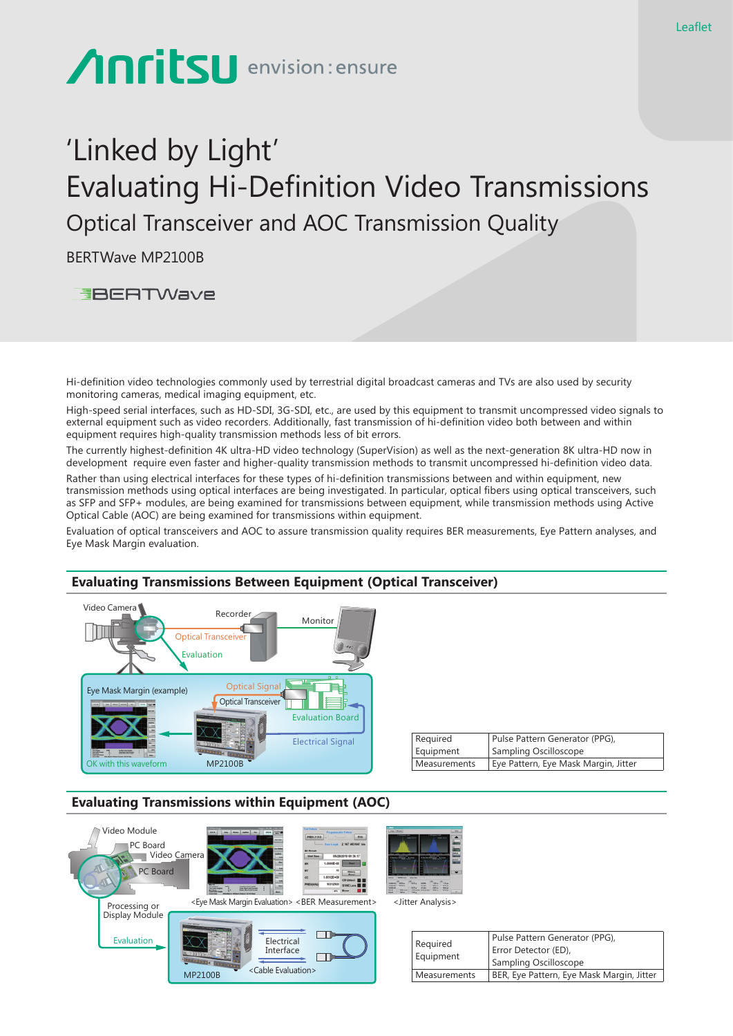Leaflet

# 'Linked by Light'
# Evaluating Hi-Definition Video Transmissions
## Optical Transceiver and AOC Transmission Quality

BERTWave MP2100B

Hi-definition video technologies commonly used by terrestrial digital broadcast cameras and TVs are also used by security monitoring cameras, medical imaging equipment, etc.

High-speed serial interfaces, such as HD-SDI, 3G-SDI, etc., are used by this equipment to transmit uncompressed video signals to external equipment such as video recorders. Additionally, fast transmission of hi-definition video both between and within equipment requires high-quality transmission methods less of bit errors.

The currently highest-definition 4K ultra-HD video technology (SuperVision) as well as the next-generation 8K ultra-HD now in development require even faster and higher-quality transmission methods to transmit uncompressed hi-definition video data.

Rather than using electrical interfaces for these types of hi-definition transmissions between and within equipment, new transmission methods using optical interfaces are being investigated. In particular, optical fibers using optical transceivers, such as SFP and SFP+ modules, are being examined for transmissions between equipment, while transmission methods using Active Optical Cable (AOC) are being examined for transmissions within equipment.

Evaluation of optical transceivers and AOC to assure transmission quality requires BER measurements, Eye Pattern analyses, and Eye Mask Margin evaluation.

### Evaluating Transmissions Between Equipment (Optical Transceiver)

Video Camera, Recorder, Monitor, Optical Transceiver, Evaluation

Eye Mask Margin (example), Optical Signal, Optical Transceiver, Evaluation Board, Electrical Signal, OK with this waveform, MP2100B

| Required Equipment | Pulse Pattern Generator (PPG), Sampling Oscilloscope |
|---|---|
| Measurements | Eye Pattern, Eye Mask Margin, Jitter |

### Evaluating Transmissions within Equipment (AOC)

Video Module, PC Board, Video Camera, PC Board, Processing or Display Module, Evaluation

<Eye Mask Margin Evaluation> <BER Measurement> <Jitter Analysis>

MP2100B, Electrical Interface, <Cable Evaluation>

| Required Equipment | Pulse Pattern Generator (PPG), Error Detector (ED), Sampling Oscilloscope |
|---|---|
| Measurements | BER, Eye Pattern, Eye Mask Margin, Jitter |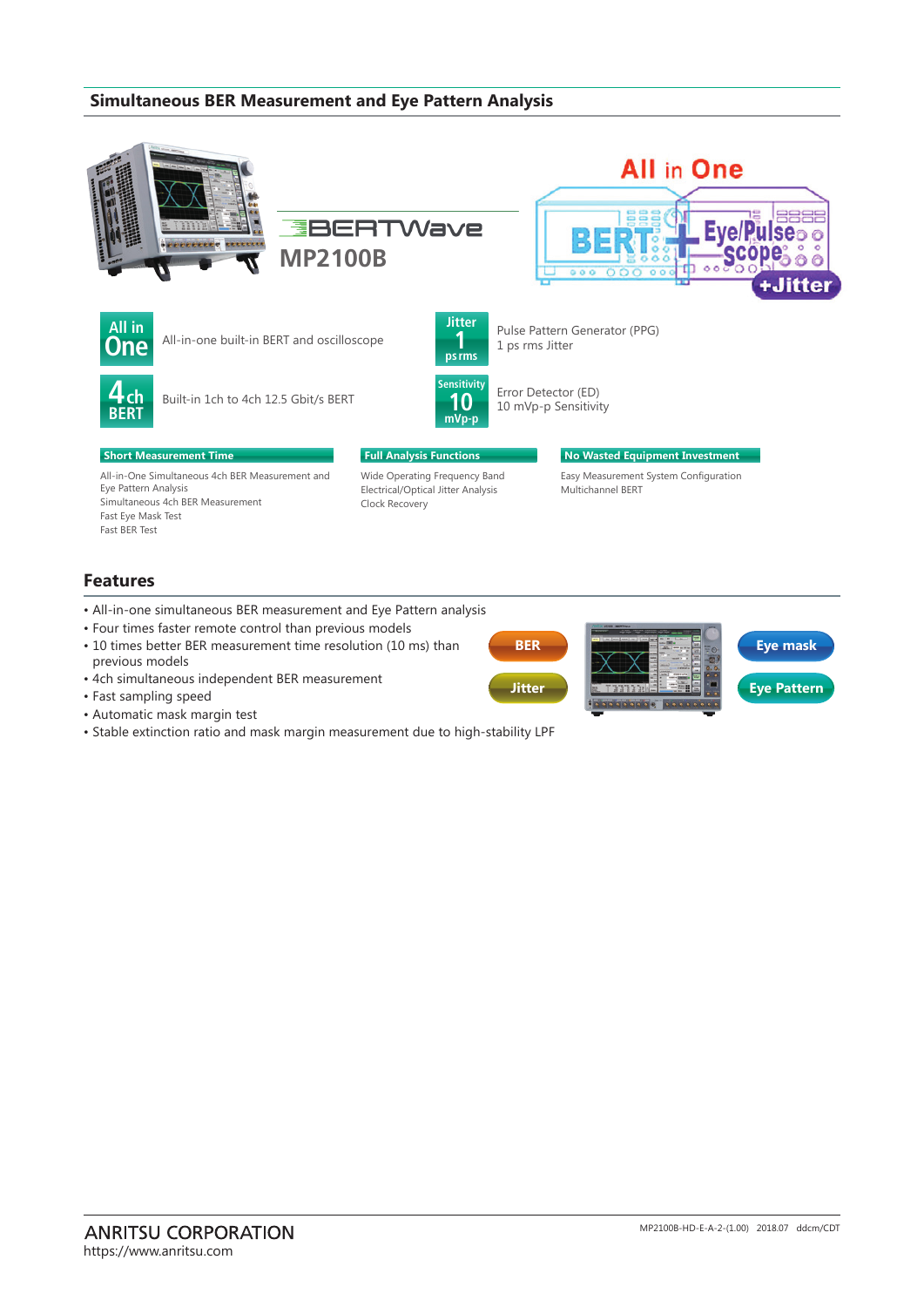## Simultaneous BER Measurement and Eye Pattern Analysis

BERTWave
MP2100B

All in One

BERT + Eye/Pulse Scope +Jitter

**All in One** — All-in-one built-in BERT and oscilloscope

**Jitter 1 ps rms** — Pulse Pattern Generator (PPG)
1 ps rms Jitter

**4ch BERT** — Built-in 1ch to 4ch 12.5 Gbit/s BERT

**Sensitivity 10 mVp-p** — Error Detector (ED)
10 mVp-p Sensitivity

**Short Measurement Time**

All-in-One Simultaneous 4ch BER Measurement and Eye Pattern Analysis
Simultaneous 4ch BER Measurement
Fast Eye Mask Test
Fast BER Test

**Full Analysis Functions**

Wide Operating Frequency Band
Electrical/Optical Jitter Analysis
Clock Recovery

**No Wasted Equipment Investment**

Easy Measurement System Configuration
Multichannel BERT

## Features

- All-in-one simultaneous BER measurement and Eye Pattern analysis
- Four times faster remote control than previous models
- 10 times better BER measurement time resolution (10 ms) than previous models
- 4ch simultaneous independent BER measurement
- Fast sampling speed
- Automatic mask margin test
- Stable extinction ratio and mask margin measurement due to high-stability LPF

BER
Jitter
Eye mask
Eye Pattern

ANRITSU CORPORATION
https://www.anritsu.com

MP2100B-HD-E-A-2-(1.00) 2018.07 ddcm/CDT